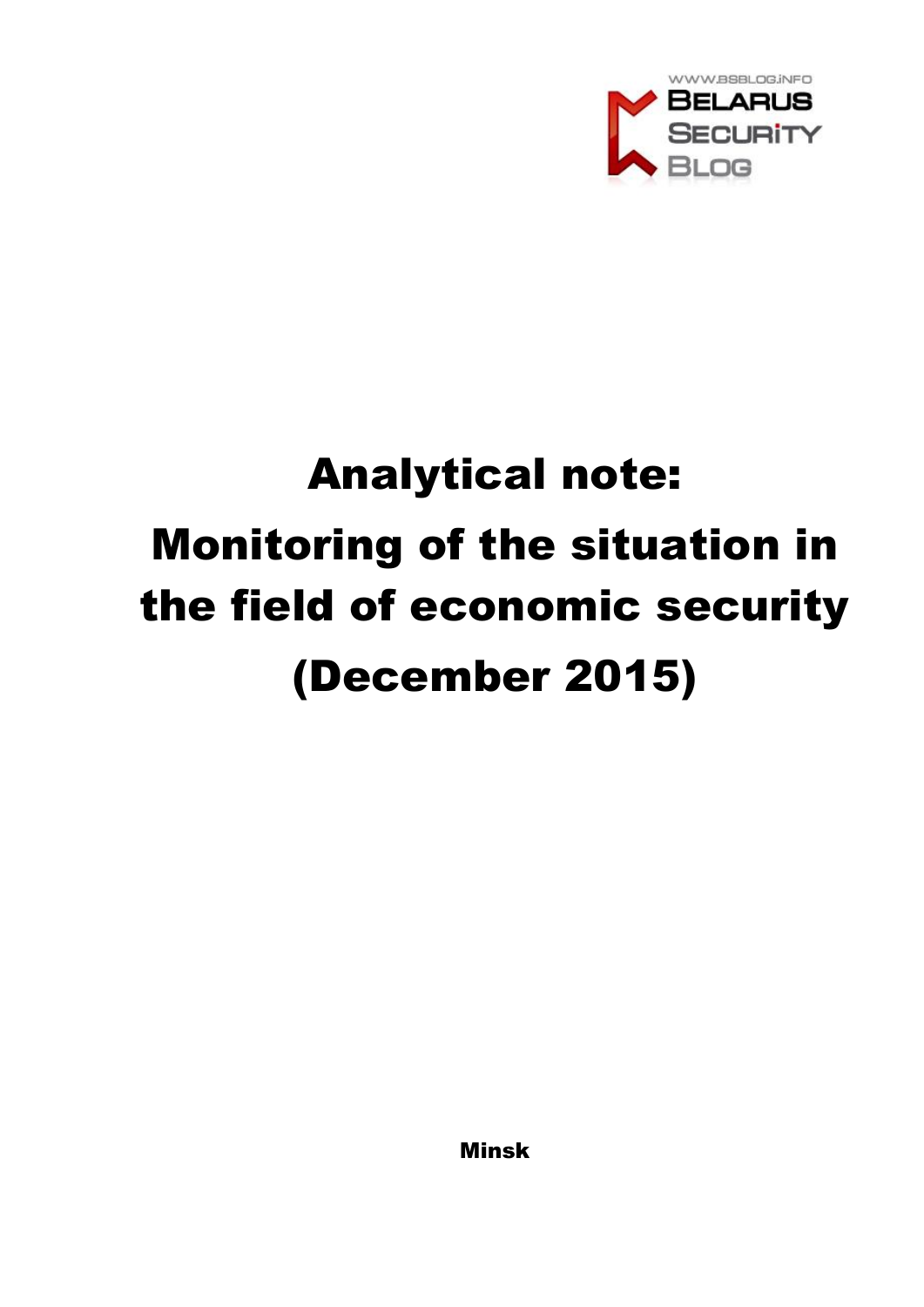WWW.BSBLOG.INFO
BELARUS
SECURITY
BLOG

# Analytical note: Monitoring of the situation in the field of economic security (December 2015)

**Minsk**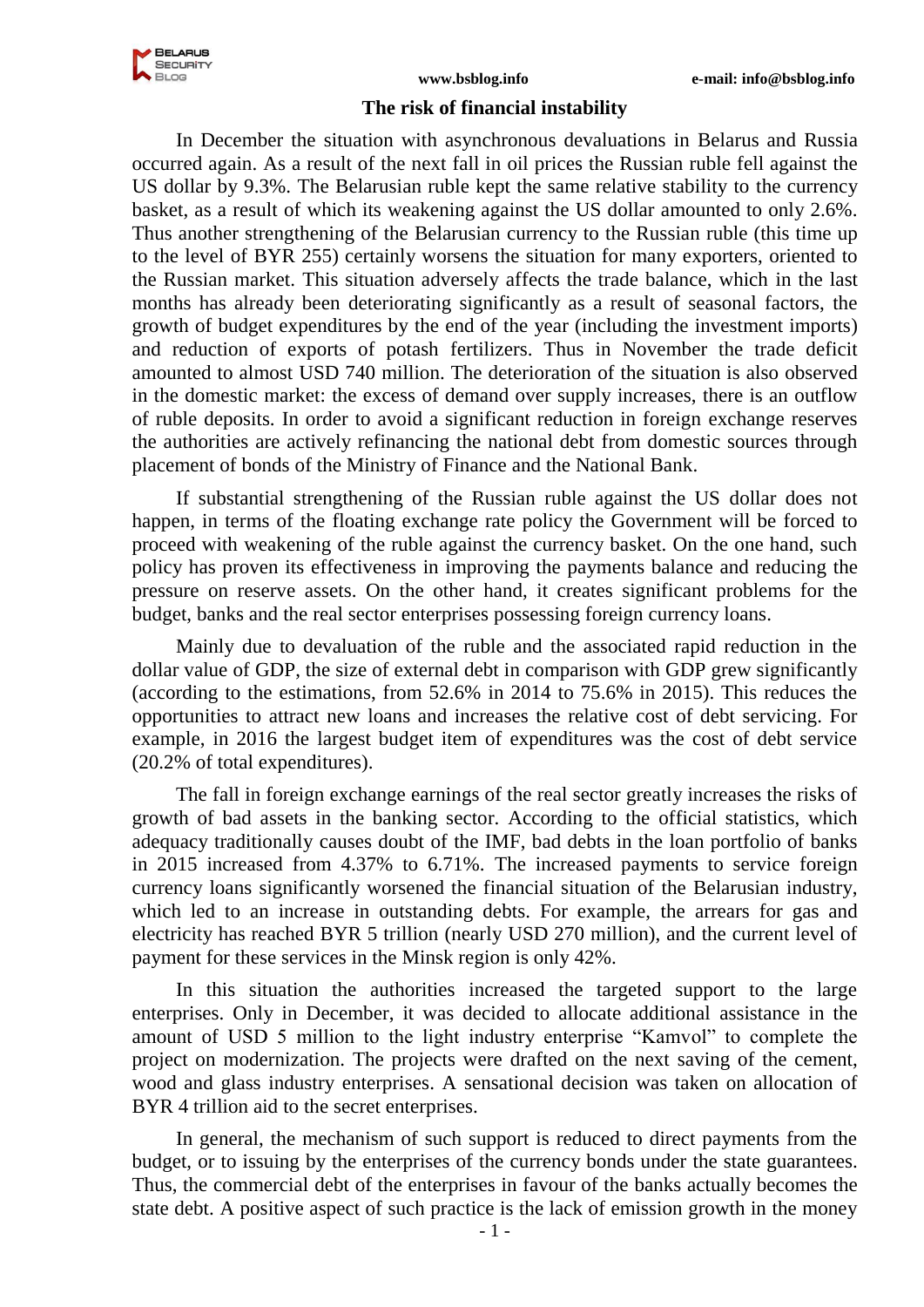## The risk of financial instability

In December the situation with asynchronous devaluations in Belarus and Russia occurred again. As a result of the next fall in oil prices the Russian ruble fell against the US dollar by 9.3%. The Belarusian ruble kept the same relative stability to the currency basket, as a result of which its weakening against the US dollar amounted to only 2.6%. Thus another strengthening of the Belarusian currency to the Russian ruble (this time up to the level of BYR 255) certainly worsens the situation for many exporters, oriented to the Russian market. This situation adversely affects the trade balance, which in the last months has already been deteriorating significantly as a result of seasonal factors, the growth of budget expenditures by the end of the year (including the investment imports) and reduction of exports of potash fertilizers. Thus in November the trade deficit amounted to almost USD 740 million. The deterioration of the situation is also observed in the domestic market: the excess of demand over supply increases, there is an outflow of ruble deposits. In order to avoid a significant reduction in foreign exchange reserves the authorities are actively refinancing the national debt from domestic sources through placement of bonds of the Ministry of Finance and the National Bank.

If substantial strengthening of the Russian ruble against the US dollar does not happen, in terms of the floating exchange rate policy the Government will be forced to proceed with weakening of the ruble against the currency basket. On the one hand, such policy has proven its effectiveness in improving the payments balance and reducing the pressure on reserve assets. On the other hand, it creates significant problems for the budget, banks and the real sector enterprises possessing foreign currency loans.

Mainly due to devaluation of the ruble and the associated rapid reduction in the dollar value of GDP, the size of external debt in comparison with GDP grew significantly (according to the estimations, from 52.6% in 2014 to 75.6% in 2015). This reduces the opportunities to attract new loans and increases the relative cost of debt servicing. For example, in 2016 the largest budget item of expenditures was the cost of debt service (20.2% of total expenditures).

The fall in foreign exchange earnings of the real sector greatly increases the risks of growth of bad assets in the banking sector. According to the official statistics, which adequacy traditionally causes doubt of the IMF, bad debts in the loan portfolio of banks in 2015 increased from 4.37% to 6.71%. The increased payments to service foreign currency loans significantly worsened the financial situation of the Belarusian industry, which led to an increase in outstanding debts. For example, the arrears for gas and electricity has reached BYR 5 trillion (nearly USD 270 million), and the current level of payment for these services in the Minsk region is only 42%.

In this situation the authorities increased the targeted support to the large enterprises. Only in December, it was decided to allocate additional assistance in the amount of USD 5 million to the light industry enterprise "Kamvol" to complete the project on modernization. The projects were drafted on the next saving of the cement, wood and glass industry enterprises. A sensational decision was taken on allocation of BYR 4 trillion aid to the secret enterprises.

In general, the mechanism of such support is reduced to direct payments from the budget, or to issuing by the enterprises of the currency bonds under the state guarantees. Thus, the commercial debt of the enterprises in favour of the banks actually becomes the state debt. A positive aspect of such practice is the lack of emission growth in the money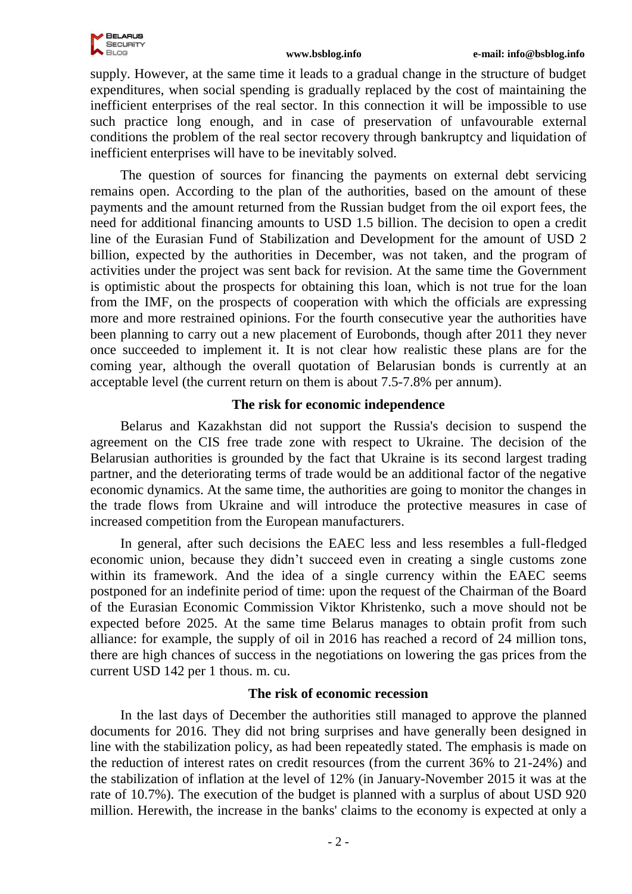supply. However, at the same time it leads to a gradual change in the structure of budget expenditures, when social spending is gradually replaced by the cost of maintaining the inefficient enterprises of the real sector. In this connection it will be impossible to use such practice long enough, and in case of preservation of unfavourable external conditions the problem of the real sector recovery through bankruptcy and liquidation of inefficient enterprises will have to be inevitably solved.

The question of sources for financing the payments on external debt servicing remains open. According to the plan of the authorities, based on the amount of these payments and the amount returned from the Russian budget from the oil export fees, the need for additional financing amounts to USD 1.5 billion. The decision to open a credit line of the Eurasian Fund of Stabilization and Development for the amount of USD 2 billion, expected by the authorities in December, was not taken, and the program of activities under the project was sent back for revision. At the same time the Government is optimistic about the prospects for obtaining this loan, which is not true for the loan from the IMF, on the prospects of cooperation with which the officials are expressing more and more restrained opinions. For the fourth consecutive year the authorities have been planning to carry out a new placement of Eurobonds, though after 2011 they never once succeeded to implement it. It is not clear how realistic these plans are for the coming year, although the overall quotation of Belarusian bonds is currently at an acceptable level (the current return on them is about 7.5-7.8% per annum).

## The risk for economic independence

Belarus and Kazakhstan did not support the Russia's decision to suspend the agreement on the CIS free trade zone with respect to Ukraine. The decision of the Belarusian authorities is grounded by the fact that Ukraine is its second largest trading partner, and the deteriorating terms of trade would be an additional factor of the negative economic dynamics. At the same time, the authorities are going to monitor the changes in the trade flows from Ukraine and will introduce the protective measures in case of increased competition from the European manufacturers.

In general, after such decisions the EAEC less and less resembles a full-fledged economic union, because they didn't succeed even in creating a single customs zone within its framework. And the idea of a single currency within the EAEC seems postponed for an indefinite period of time: upon the request of the Chairman of the Board of the Eurasian Economic Commission Viktor Khristenko, such a move should not be expected before 2025. At the same time Belarus manages to obtain profit from such alliance: for example, the supply of oil in 2016 has reached a record of 24 million tons, there are high chances of success in the negotiations on lowering the gas prices from the current USD 142 per 1 thous. m. cu.

## The risk of economic recession

In the last days of December the authorities still managed to approve the planned documents for 2016. They did not bring surprises and have generally been designed in line with the stabilization policy, as had been repeatedly stated. The emphasis is made on the reduction of interest rates on credit resources (from the current 36% to 21-24%) and the stabilization of inflation at the level of 12% (in January-November 2015 it was at the rate of 10.7%). The execution of the budget is planned with a surplus of about USD 920 million. Herewith, the increase in the banks' claims to the economy is expected at only a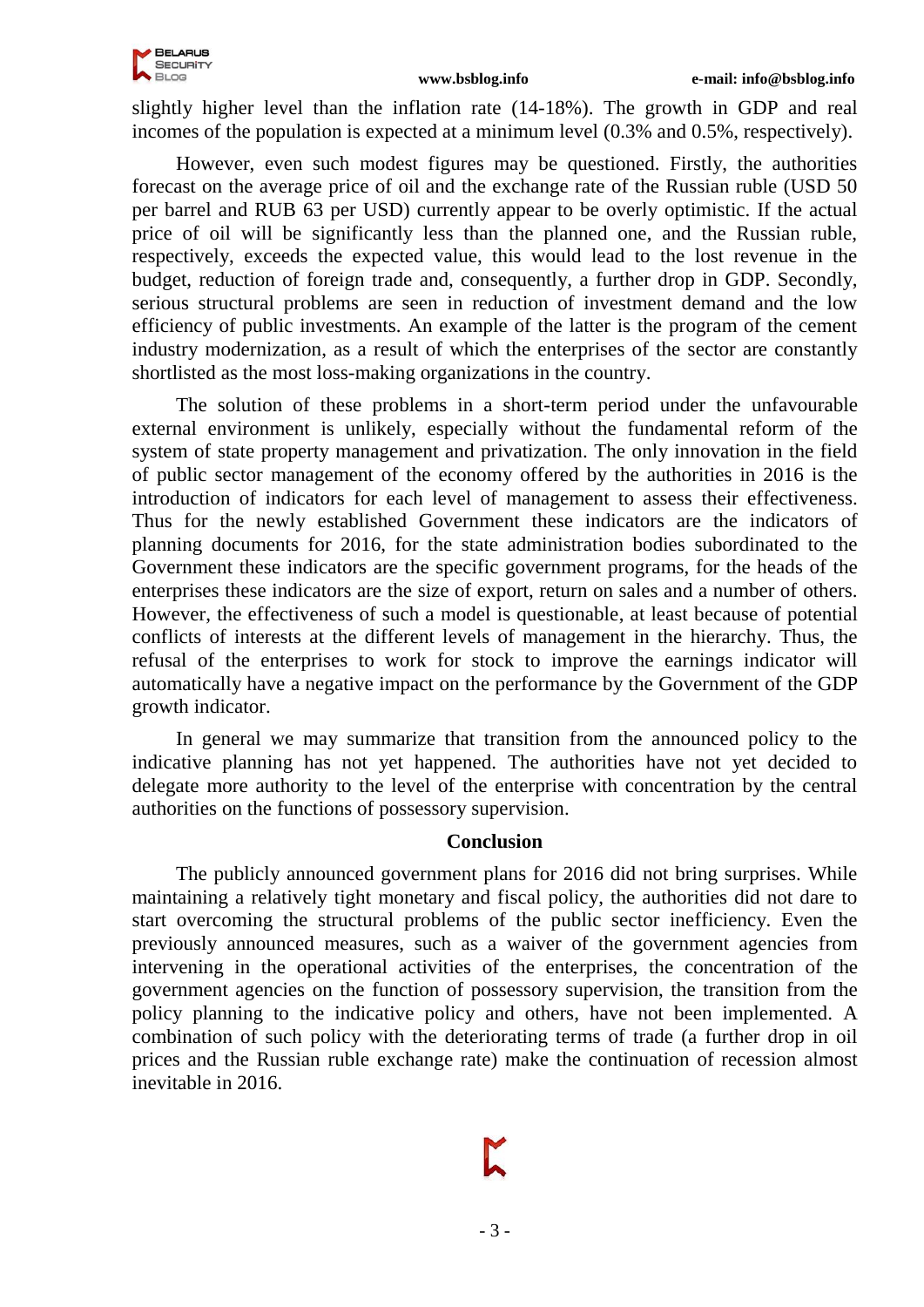slightly higher level than the inflation rate (14-18%). The growth in GDP and real incomes of the population is expected at a minimum level (0.3% and 0.5%, respectively).

However, even such modest figures may be questioned. Firstly, the authorities forecast on the average price of oil and the exchange rate of the Russian ruble (USD 50 per barrel and RUB 63 per USD) currently appear to be overly optimistic. If the actual price of oil will be significantly less than the planned one, and the Russian ruble, respectively, exceeds the expected value, this would lead to the lost revenue in the budget, reduction of foreign trade and, consequently, a further drop in GDP. Secondly, serious structural problems are seen in reduction of investment demand and the low efficiency of public investments. An example of the latter is the program of the cement industry modernization, as a result of which the enterprises of the sector are constantly shortlisted as the most loss-making organizations in the country.

The solution of these problems in a short-term period under the unfavourable external environment is unlikely, especially without the fundamental reform of the system of state property management and privatization. The only innovation in the field of public sector management of the economy offered by the authorities in 2016 is the introduction of indicators for each level of management to assess their effectiveness. Thus for the newly established Government these indicators are the indicators of planning documents for 2016, for the state administration bodies subordinated to the Government these indicators are the specific government programs, for the heads of the enterprises these indicators are the size of export, return on sales and a number of others. However, the effectiveness of such a model is questionable, at least because of potential conflicts of interests at the different levels of management in the hierarchy. Thus, the refusal of the enterprises to work for stock to improve the earnings indicator will automatically have a negative impact on the performance by the Government of the GDP growth indicator.

In general we may summarize that transition from the announced policy to the indicative planning has not yet happened. The authorities have not yet decided to delegate more authority to the level of the enterprise with concentration by the central authorities on the functions of possessory supervision.

## Conclusion

The publicly announced government plans for 2016 did not bring surprises. While maintaining a relatively tight monetary and fiscal policy, the authorities did not dare to start overcoming the structural problems of the public sector inefficiency. Even the previously announced measures, such as a waiver of the government agencies from intervening in the operational activities of the enterprises, the concentration of the government agencies on the function of possessory supervision, the transition from the policy planning to the indicative policy and others, have not been implemented. A combination of such policy with the deteriorating terms of trade (a further drop in oil prices and the Russian ruble exchange rate) make the continuation of recession almost inevitable in 2016.